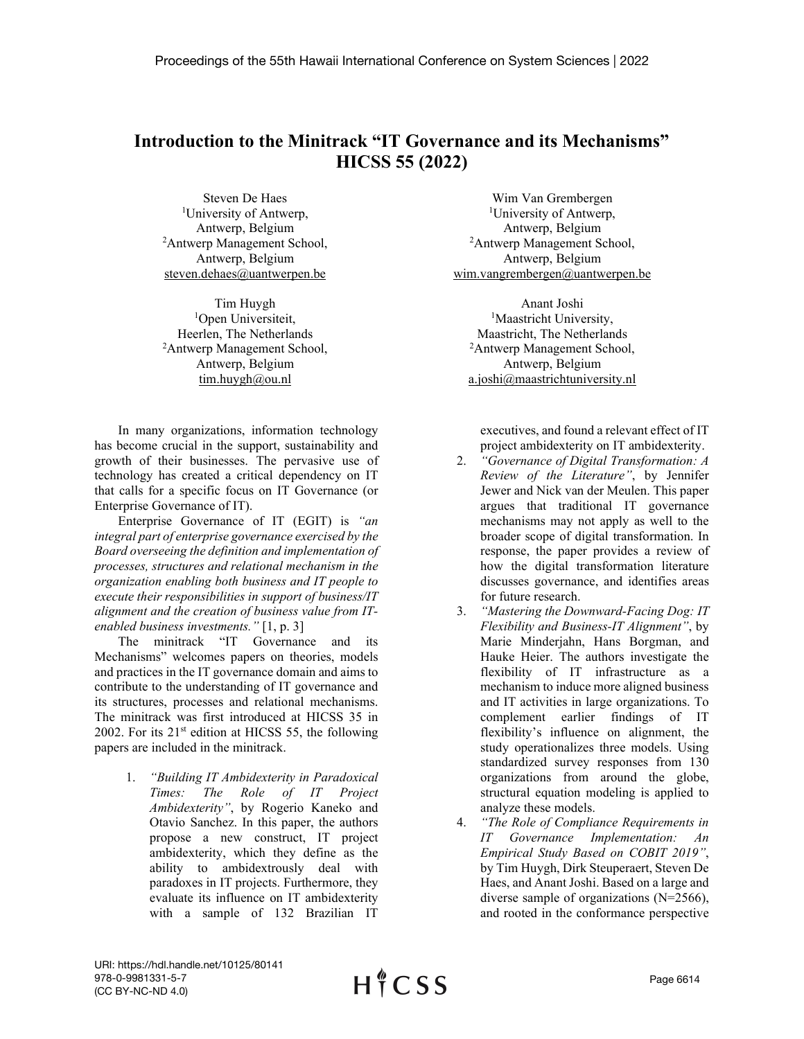# Introduction to the Minitrack "IT Governance and its Mechanisms" HICSS 55 (2022)

Steven De Haes
[1]University of Antwerp, Antwerp, Belgium
[2]Antwerp Management School, Antwerp, Belgium
steven.dehaes@uantwerpen.be

Wim Van Grembergen
[1]University of Antwerp, Antwerp, Belgium
[2]Antwerp Management School, Antwerp, Belgium
wim.vangrembergen@uantwerpen.be

Tim Huygh
[1]Open Universiteit, Heerlen, The Netherlands
[2]Antwerp Management School, Antwerp, Belgium
tim.huygh@ou.nl

Anant Joshi
[1]Maastricht University, Maastricht, The Netherlands
[2]Antwerp Management School, Antwerp, Belgium
a.joshi@maastrichtuniversity.nl

In many organizations, information technology has become crucial in the support, sustainability and growth of their businesses. The pervasive use of technology has created a critical dependency on IT that calls for a specific focus on IT Governance (or Enterprise Governance of IT).

Enterprise Governance of IT (EGIT) is *"an integral part of enterprise governance exercised by the Board overseeing the definition and implementation of processes, structures and relational mechanism in the organization enabling both business and IT people to execute their responsibilities in support of business/IT alignment and the creation of business value from IT-enabled business investments."* [1, p. 3]

The minitrack "IT Governance and its Mechanisms" welcomes papers on theories, models and practices in the IT governance domain and aims to contribute to the understanding of IT governance and its structures, processes and relational mechanisms. The minitrack was first introduced at HICSS 35 in 2002. For its 21st edition at HICSS 55, the following papers are included in the minitrack.

1. *"Building IT Ambidexterity in Paradoxical Times: The Role of IT Project Ambidexterity"*, by Rogerio Kaneko and Otavio Sanchez. In this paper, the authors propose a new construct, IT project ambidexterity, which they define as the ability to ambidextrously deal with paradoxes in IT projects. Furthermore, they evaluate its influence on IT ambidexterity with a sample of 132 Brazilian IT executives, and found a relevant effect of IT project ambidexterity on IT ambidexterity.
2. *"Governance of Digital Transformation: A Review of the Literature"*, by Jennifer Jewer and Nick van der Meulen. This paper argues that traditional IT governance mechanisms may not apply as well to the broader scope of digital transformation. In response, the paper provides a review of how the digital transformation literature discusses governance, and identifies areas for future research.
3. *"Mastering the Downward-Facing Dog: IT Flexibility and Business-IT Alignment"*, by Marie Minderjahn, Hans Borgman, and Hauke Heier. The authors investigate the flexibility of IT infrastructure as a mechanism to induce more aligned business and IT activities in large organizations. To complement earlier findings of IT flexibility's influence on alignment, the study operationalizes three models. Using standardized survey responses from 130 organizations from around the globe, structural equation modeling is applied to analyze these models.
4. *"The Role of Compliance Requirements in IT Governance Implementation: An Empirical Study Based on COBIT 2019"*, by Tim Huygh, Dirk Steuperaert, Steven De Haes, and Anant Joshi. Based on a large and diverse sample of organizations (N=2566), and rooted in the conformance perspective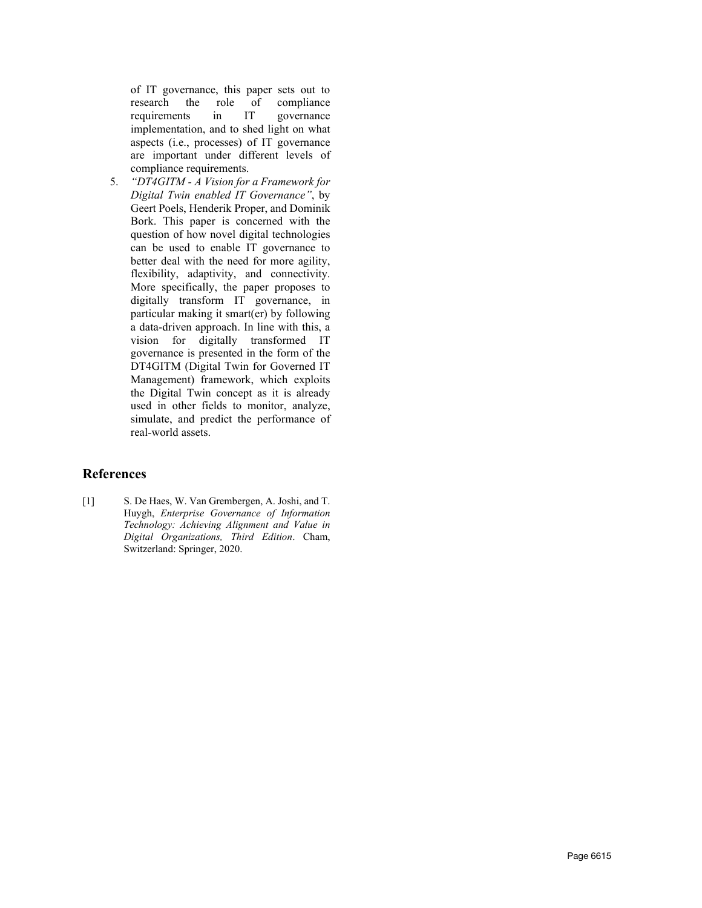of IT governance, this paper sets out to research the role of compliance requirements in IT governance implementation, and to shed light on what aspects (i.e., processes) of IT governance are important under different levels of compliance requirements.

5. *"DT4GITM - A Vision for a Framework for Digital Twin enabled IT Governance"*, by Geert Poels, Henderik Proper, and Dominik Bork. This paper is concerned with the question of how novel digital technologies can be used to enable IT governance to better deal with the need for more agility, flexibility, adaptivity, and connectivity. More specifically, the paper proposes to digitally transform IT governance, in particular making it smart(er) by following a data-driven approach. In line with this, a vision for digitally transformed IT governance is presented in the form of the DT4GITM (Digital Twin for Governed IT Management) framework, which exploits the Digital Twin concept as it is already used in other fields to monitor, analyze, simulate, and predict the performance of real-world assets.

## References

[1] S. De Haes, W. Van Grembergen, A. Joshi, and T. Huygh, *Enterprise Governance of Information Technology: Achieving Alignment and Value in Digital Organizations, Third Edition*. Cham, Switzerland: Springer, 2020.